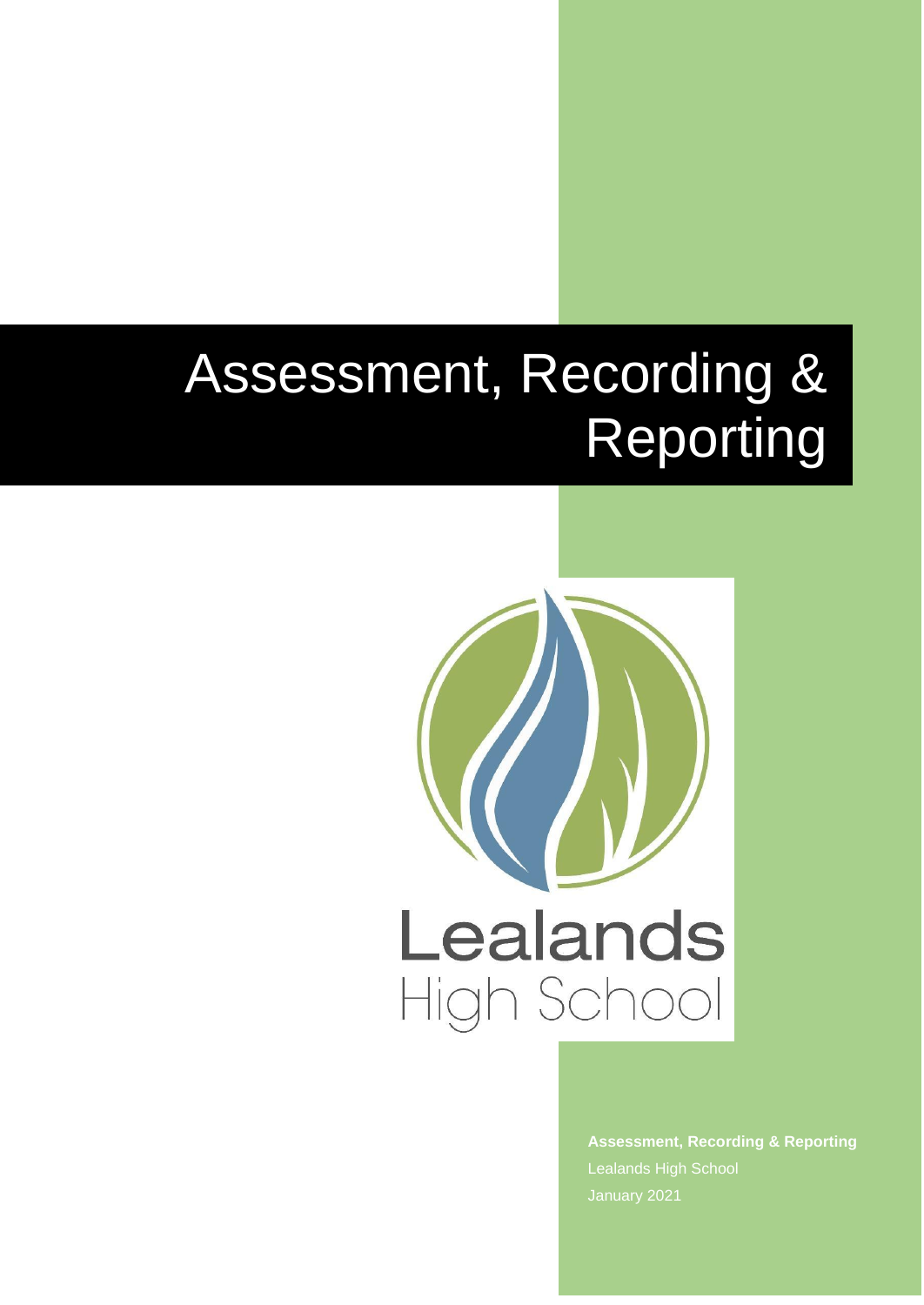# Assessment, Recording & Reporting

Lealands High School

**Assessment, Recording & Reporting**

Lealands High School

January 2021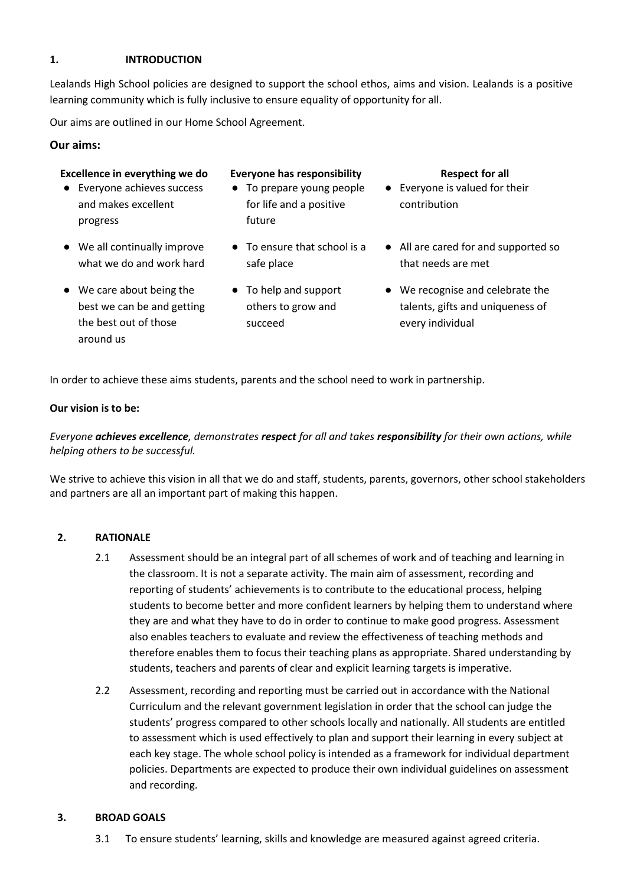## 1. INTRODUCTION

Lealands High School policies are designed to support the school ethos, aims and vision. Lealands is a positive learning community which is fully inclusive to ensure equality of opportunity for all.

Our aims are outlined in our Home School Agreement.

### Our aims:

| Excellence in everything we do | Everyone has responsibility | Respect for all |
|---|---|---|
| ● Everyone achieves success and makes excellent progress | ● To prepare young people for life and a positive future | ● Everyone is valued for their contribution |
| ● We all continually improve what we do and work hard | ● To ensure that school is a safe place | ● All are cared for and supported so that needs are met |
| ● We care about being the best we can be and getting the best out of those around us | ● To help and support others to grow and succeed | ● We recognise and celebrate the talents, gifts and uniqueness of every individual |

In order to achieve these aims students, parents and the school need to work in partnership.

**Our vision is to be:**

*Everyone **achieves excellence**, demonstrates **respect** for all and takes **responsibility** for their own actions, while helping others to be successful.*

We strive to achieve this vision in all that we do and staff, students, parents, governors, other school stakeholders and partners are all an important part of making this happen.

## 2. RATIONALE

2.1 Assessment should be an integral part of all schemes of work and of teaching and learning in the classroom. It is not a separate activity. The main aim of assessment, recording and reporting of students' achievements is to contribute to the educational process, helping students to become better and more confident learners by helping them to understand where they are and what they have to do in order to continue to make good progress. Assessment also enables teachers to evaluate and review the effectiveness of teaching methods and therefore enables them to focus their teaching plans as appropriate. Shared understanding by students, teachers and parents of clear and explicit learning targets is imperative.

2.2 Assessment, recording and reporting must be carried out in accordance with the National Curriculum and the relevant government legislation in order that the school can judge the students' progress compared to other schools locally and nationally. All students are entitled to assessment which is used effectively to plan and support their learning in every subject at each key stage. The whole school policy is intended as a framework for individual department policies. Departments are expected to produce their own individual guidelines on assessment and recording.

## 3. BROAD GOALS

3.1 To ensure students' learning, skills and knowledge are measured against agreed criteria.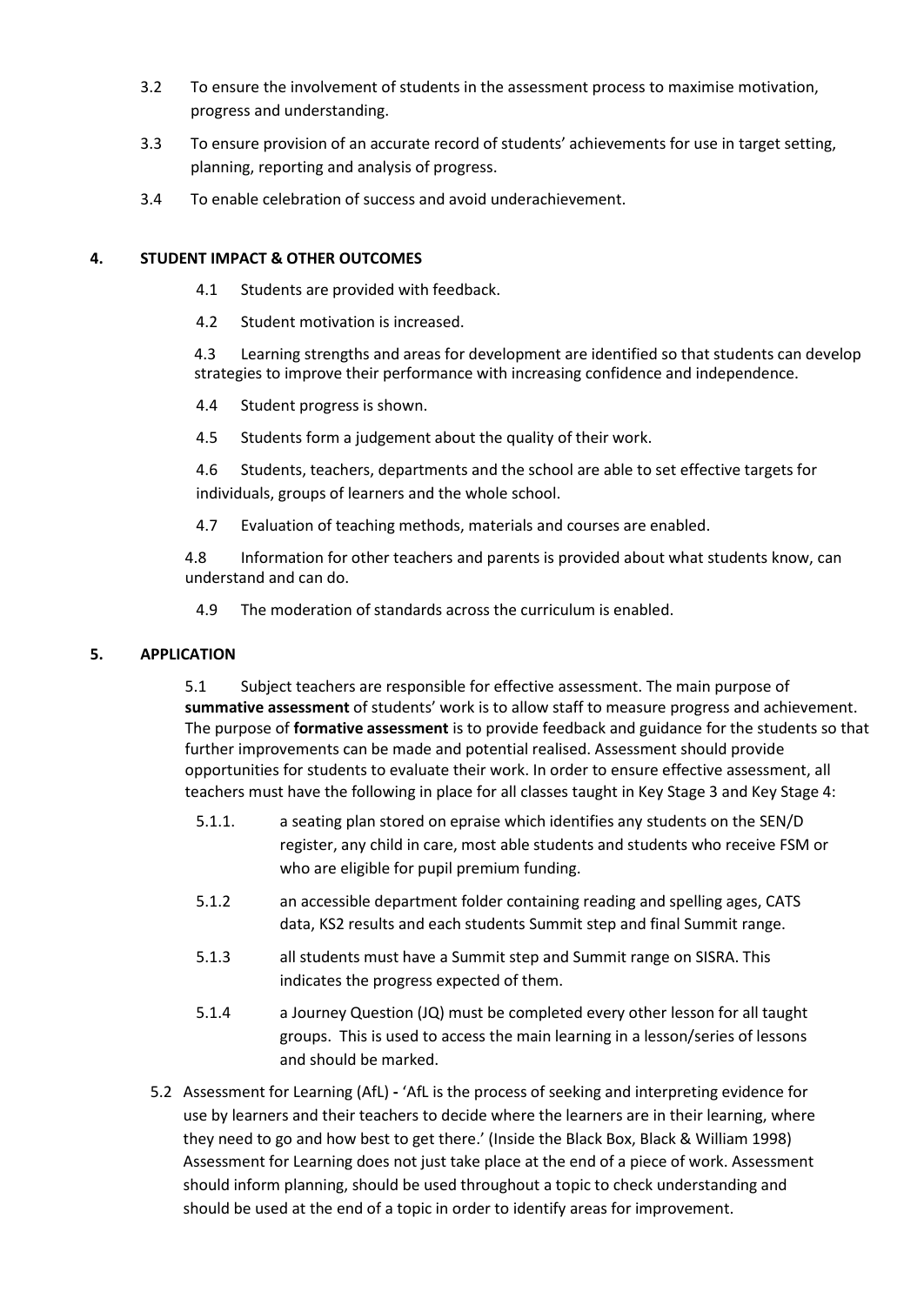3.2 To ensure the involvement of students in the assessment process to maximise motivation, progress and understanding.

3.3 To ensure provision of an accurate record of students' achievements for use in target setting, planning, reporting and analysis of progress.

3.4 To enable celebration of success and avoid underachievement.

## 4. STUDENT IMPACT & OTHER OUTCOMES

4.1 Students are provided with feedback.

4.2 Student motivation is increased.

4.3 Learning strengths and areas for development are identified so that students can develop strategies to improve their performance with increasing confidence and independence.

4.4 Student progress is shown.

4.5 Students form a judgement about the quality of their work.

4.6 Students, teachers, departments and the school are able to set effective targets for individuals, groups of learners and the whole school.

4.7 Evaluation of teaching methods, materials and courses are enabled.

4.8 Information for other teachers and parents is provided about what students know, can understand and can do.

4.9 The moderation of standards across the curriculum is enabled.

## 5. APPLICATION

5.1 Subject teachers are responsible for effective assessment. The main purpose of **summative assessment** of students' work is to allow staff to measure progress and achievement. The purpose of **formative assessment** is to provide feedback and guidance for the students so that further improvements can be made and potential realised. Assessment should provide opportunities for students to evaluate their work. In order to ensure effective assessment, all teachers must have the following in place for all classes taught in Key Stage 3 and Key Stage 4:

5.1.1. a seating plan stored on epraise which identifies any students on the SEN/D register, any child in care, most able students and students who receive FSM or who are eligible for pupil premium funding.

5.1.2 an accessible department folder containing reading and spelling ages, CATS data, KS2 results and each students Summit step and final Summit range.

5.1.3 all students must have a Summit step and Summit range on SISRA. This indicates the progress expected of them.

5.1.4 a Journey Question (JQ) must be completed every other lesson for all taught groups. This is used to access the main learning in a lesson/series of lessons and should be marked.

5.2 Assessment for Learning (AfL) **-** 'AfL is the process of seeking and interpreting evidence for use by learners and their teachers to decide where the learners are in their learning, where they need to go and how best to get there.' (Inside the Black Box, Black & William 1998) Assessment for Learning does not just take place at the end of a piece of work. Assessment should inform planning, should be used throughout a topic to check understanding and should be used at the end of a topic in order to identify areas for improvement.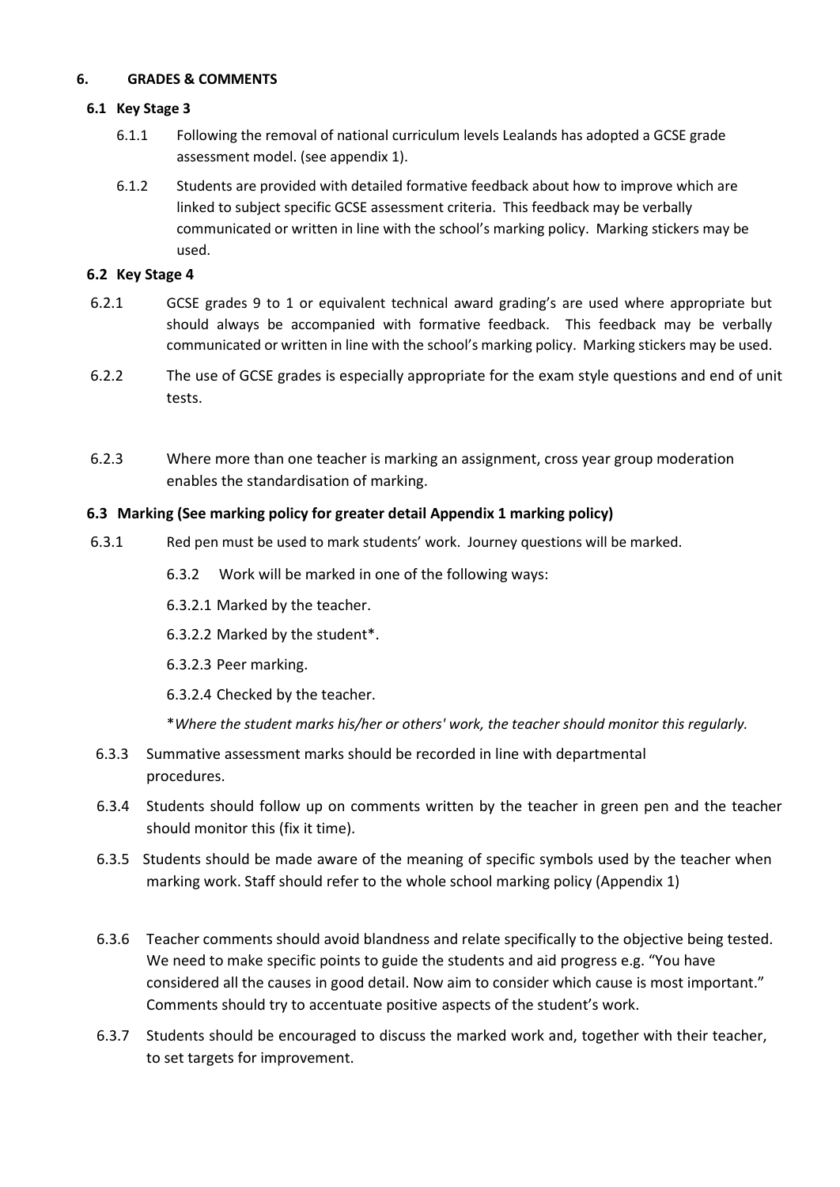## 6. GRADES & COMMENTS

### 6.1 Key Stage 3

6.1.1 Following the removal of national curriculum levels Lealands has adopted a GCSE grade assessment model. (see appendix 1).

6.1.2 Students are provided with detailed formative feedback about how to improve which are linked to subject specific GCSE assessment criteria. This feedback may be verbally communicated or written in line with the school's marking policy. Marking stickers may be used.

### 6.2 Key Stage 4

6.2.1 GCSE grades 9 to 1 or equivalent technical award grading's are used where appropriate but should always be accompanied with formative feedback. This feedback may be verbally communicated or written in line with the school's marking policy. Marking stickers may be used.

6.2.2 The use of GCSE grades is especially appropriate for the exam style questions and end of unit tests.

6.2.3 Where more than one teacher is marking an assignment, cross year group moderation enables the standardisation of marking.

### 6.3 Marking (See marking policy for greater detail Appendix 1 marking policy)

6.3.1 Red pen must be used to mark students' work. Journey questions will be marked.

6.3.2 Work will be marked in one of the following ways:

6.3.2.1 Marked by the teacher.

6.3.2.2 Marked by the student*.

6.3.2.3 Peer marking.

6.3.2.4 Checked by the teacher.

**Where the student marks his/her or others' work, the teacher should monitor this regularly.*

6.3.3 Summative assessment marks should be recorded in line with departmental procedures.

6.3.4 Students should follow up on comments written by the teacher in green pen and the teacher should monitor this (fix it time).

6.3.5 Students should be made aware of the meaning of specific symbols used by the teacher when marking work. Staff should refer to the whole school marking policy (Appendix 1)

6.3.6 Teacher comments should avoid blandness and relate specifically to the objective being tested. We need to make specific points to guide the students and aid progress e.g. "You have considered all the causes in good detail. Now aim to consider which cause is most important." Comments should try to accentuate positive aspects of the student's work.

6.3.7 Students should be encouraged to discuss the marked work and, together with their teacher, to set targets for improvement.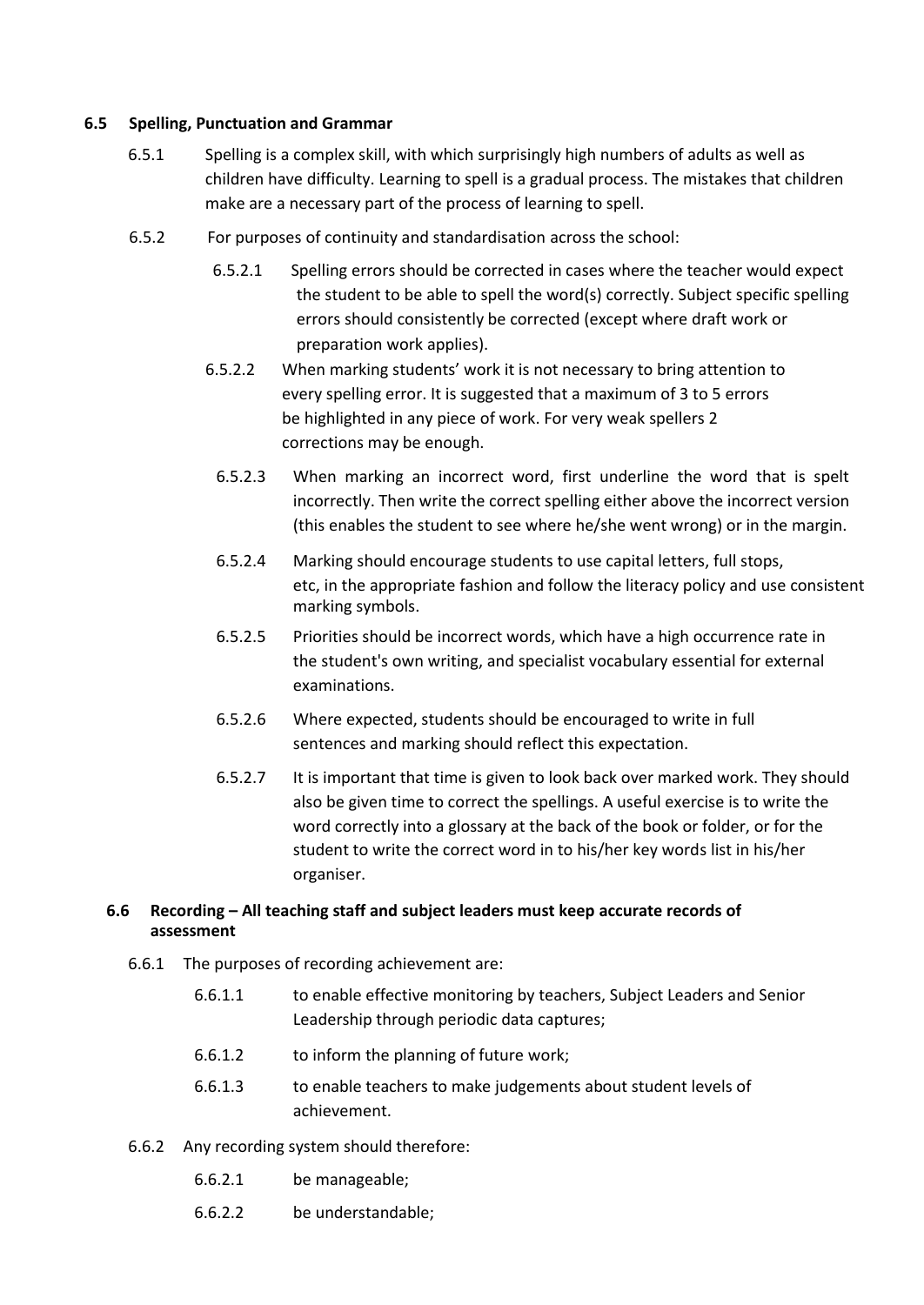### 6.5 Spelling, Punctuation and Grammar

6.5.1 Spelling is a complex skill, with which surprisingly high numbers of adults as well as children have difficulty. Learning to spell is a gradual process. The mistakes that children make are a necessary part of the process of learning to spell.

6.5.2 For purposes of continuity and standardisation across the school:

6.5.2.1 Spelling errors should be corrected in cases where the teacher would expect the student to be able to spell the word(s) correctly. Subject specific spelling errors should consistently be corrected (except where draft work or preparation work applies).

6.5.2.2 When marking students' work it is not necessary to bring attention to every spelling error. It is suggested that a maximum of 3 to 5 errors be highlighted in any piece of work. For very weak spellers 2 corrections may be enough.

6.5.2.3 When marking an incorrect word, first underline the word that is spelt incorrectly. Then write the correct spelling either above the incorrect version (this enables the student to see where he/she went wrong) or in the margin.

6.5.2.4 Marking should encourage students to use capital letters, full stops, etc, in the appropriate fashion and follow the literacy policy and use consistent marking symbols.

6.5.2.5 Priorities should be incorrect words, which have a high occurrence rate in the student's own writing, and specialist vocabulary essential for external examinations.

6.5.2.6 Where expected, students should be encouraged to write in full sentences and marking should reflect this expectation.

6.5.2.7 It is important that time is given to look back over marked work. They should also be given time to correct the spellings. A useful exercise is to write the word correctly into a glossary at the back of the book or folder, or for the student to write the correct word in to his/her key words list in his/her organiser.

### 6.6 Recording – All teaching staff and subject leaders must keep accurate records of assessment

6.6.1 The purposes of recording achievement are:

6.6.1.1 to enable effective monitoring by teachers, Subject Leaders and Senior Leadership through periodic data captures;

6.6.1.2 to inform the planning of future work;

6.6.1.3 to enable teachers to make judgements about student levels of achievement.

6.6.2 Any recording system should therefore:

6.6.2.1 be manageable;

6.6.2.2 be understandable;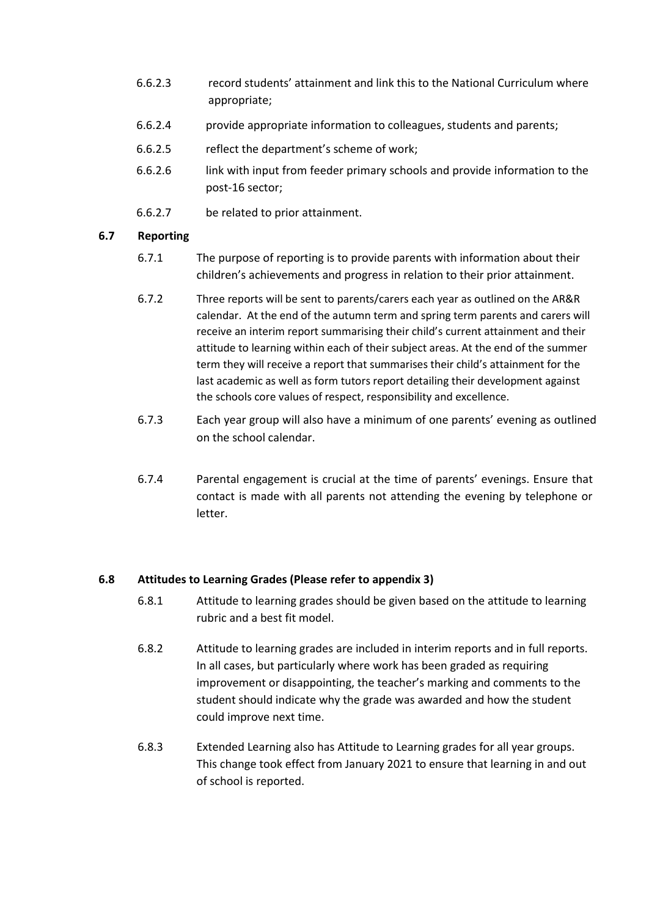6.6.2.3 record students' attainment and link this to the National Curriculum where appropriate;

6.6.2.4 provide appropriate information to colleagues, students and parents;

6.6.2.5 reflect the department's scheme of work;

6.6.2.6 link with input from feeder primary schools and provide information to the post-16 sector;

6.6.2.7 be related to prior attainment.

### 6.7 Reporting

6.7.1 The purpose of reporting is to provide parents with information about their children's achievements and progress in relation to their prior attainment.

6.7.2 Three reports will be sent to parents/carers each year as outlined on the AR&R calendar. At the end of the autumn term and spring term parents and carers will receive an interim report summarising their child's current attainment and their attitude to learning within each of their subject areas. At the end of the summer term they will receive a report that summarises their child's attainment for the last academic as well as form tutors report detailing their development against the schools core values of respect, responsibility and excellence.

6.7.3 Each year group will also have a minimum of one parents' evening as outlined on the school calendar.

6.7.4 Parental engagement is crucial at the time of parents' evenings. Ensure that contact is made with all parents not attending the evening by telephone or letter.

### 6.8 Attitudes to Learning Grades (Please refer to appendix 3)

6.8.1 Attitude to learning grades should be given based on the attitude to learning rubric and a best fit model.

6.8.2 Attitude to learning grades are included in interim reports and in full reports. In all cases, but particularly where work has been graded as requiring improvement or disappointing, the teacher's marking and comments to the student should indicate why the grade was awarded and how the student could improve next time.

6.8.3 Extended Learning also has Attitude to Learning grades for all year groups. This change took effect from January 2021 to ensure that learning in and out of school is reported.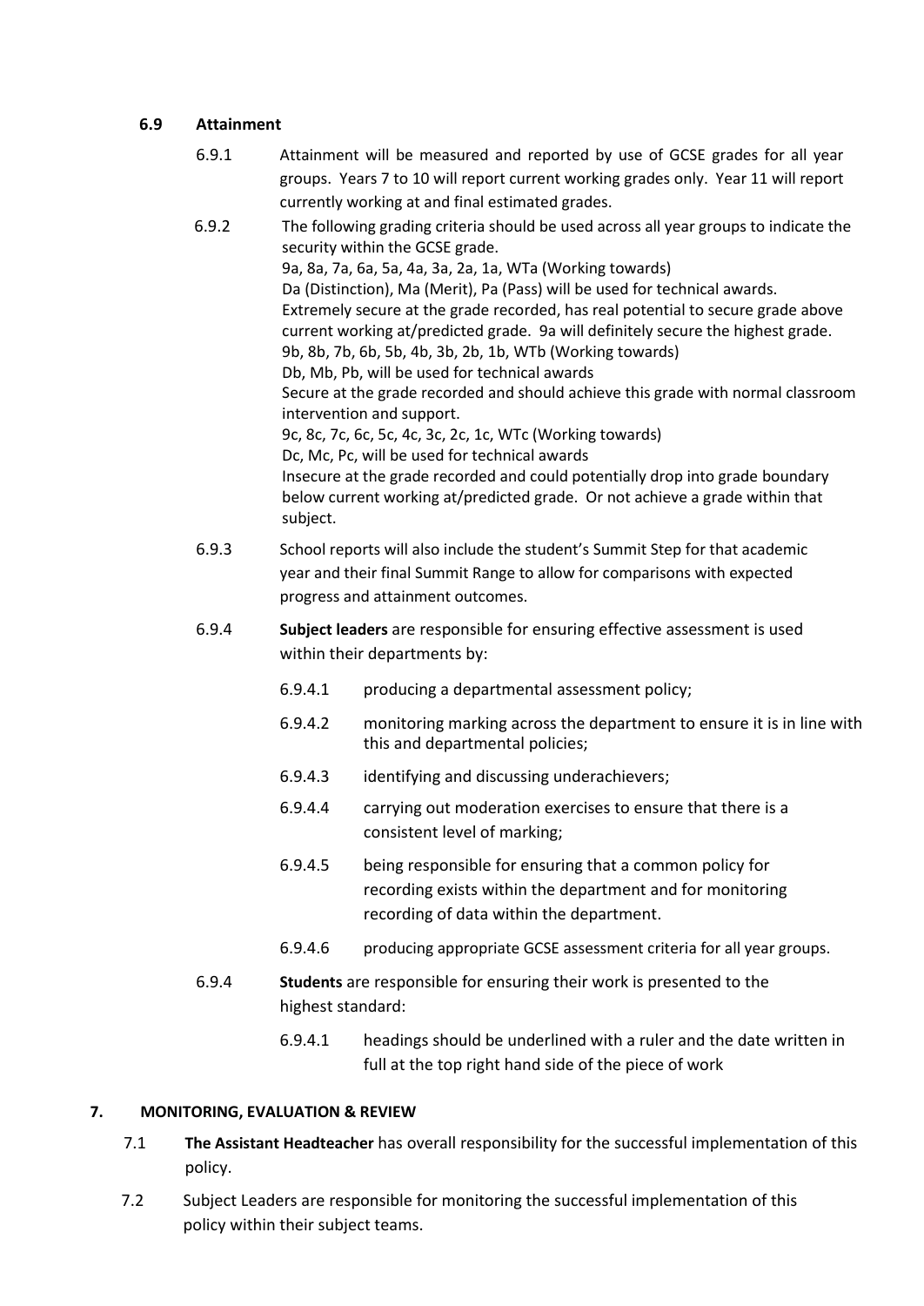### 6.9 Attainment

6.9.1 Attainment will be measured and reported by use of GCSE grades for all year groups. Years 7 to 10 will report current working grades only. Year 11 will report currently working at and final estimated grades.

6.9.2 The following grading criteria should be used across all year groups to indicate the security within the GCSE grade.
9a, 8a, 7a, 6a, 5a, 4a, 3a, 2a, 1a, WTa (Working towards)
Da (Distinction), Ma (Merit), Pa (Pass) will be used for technical awards.
Extremely secure at the grade recorded, has real potential to secure grade above current working at/predicted grade. 9a will definitely secure the highest grade.
9b, 8b, 7b, 6b, 5b, 4b, 3b, 2b, 1b, WTb (Working towards)
Db, Mb, Pb, will be used for technical awards
Secure at the grade recorded and should achieve this grade with normal classroom intervention and support.
9c, 8c, 7c, 6c, 5c, 4c, 3c, 2c, 1c, WTc (Working towards)
Dc, Mc, Pc, will be used for technical awards
Insecure at the grade recorded and could potentially drop into grade boundary below current working at/predicted grade. Or not achieve a grade within that subject.

6.9.3 School reports will also include the student's Summit Step for that academic year and their final Summit Range to allow for comparisons with expected progress and attainment outcomes.

6.9.4 **Subject leaders** are responsible for ensuring effective assessment is used within their departments by:

- 6.9.4.1 producing a departmental assessment policy;
- 6.9.4.2 monitoring marking across the department to ensure it is in line with this and departmental policies;
- 6.9.4.3 identifying and discussing underachievers;
- 6.9.4.4 carrying out moderation exercises to ensure that there is a consistent level of marking;
- 6.9.4.5 being responsible for ensuring that a common policy for recording exists within the department and for monitoring recording of data within the department.
- 6.9.4.6 producing appropriate GCSE assessment criteria for all year groups.

6.9.4 **Students** are responsible for ensuring their work is presented to the highest standard:

- 6.9.4.1 headings should be underlined with a ruler and the date written in full at the top right hand side of the piece of work

## 7. MONITORING, EVALUATION & REVIEW

7.1 **The Assistant Headteacher** has overall responsibility for the successful implementation of this policy.

7.2 Subject Leaders are responsible for monitoring the successful implementation of this policy within their subject teams.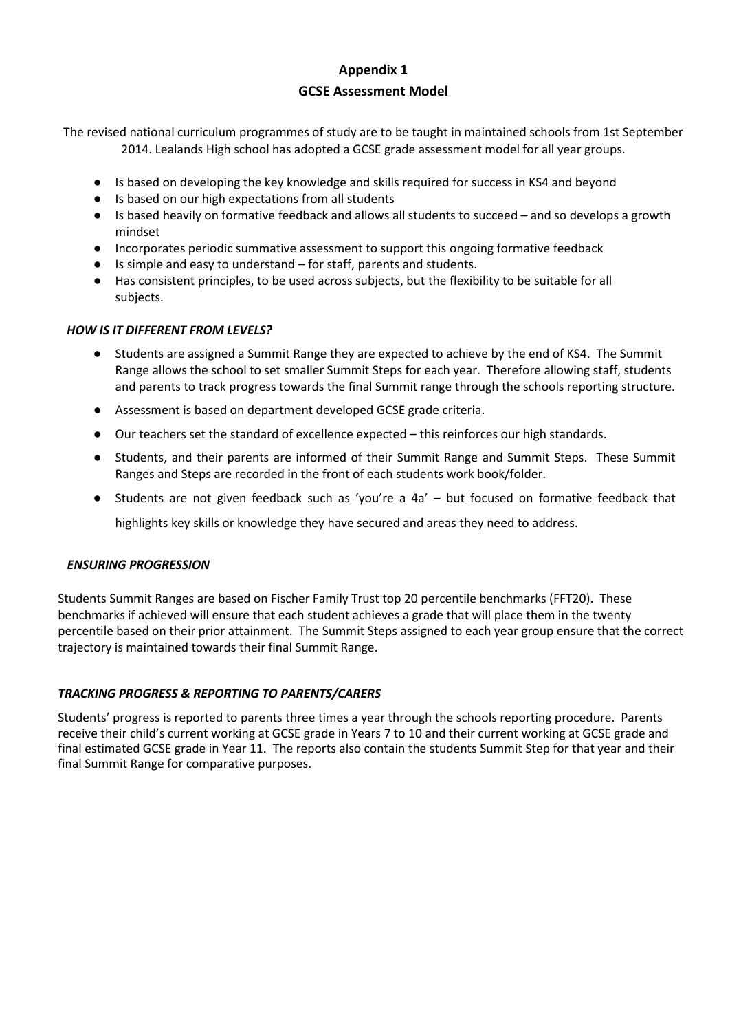# Appendix 1

## GCSE Assessment Model

The revised national curriculum programmes of study are to be taught in maintained schools from 1st September 2014. Lealands High school has adopted a GCSE grade assessment model for all year groups.

- Is based on developing the key knowledge and skills required for success in KS4 and beyond
- Is based on our high expectations from all students
- Is based heavily on formative feedback and allows all students to succeed – and so develops a growth mindset
- Incorporates periodic summative assessment to support this ongoing formative feedback
- Is simple and easy to understand – for staff, parents and students.
- Has consistent principles, to be used across subjects, but the flexibility to be suitable for all subjects.

### *HOW IS IT DIFFERENT FROM LEVELS?*

- Students are assigned a Summit Range they are expected to achieve by the end of KS4. The Summit Range allows the school to set smaller Summit Steps for each year. Therefore allowing staff, students and parents to track progress towards the final Summit range through the schools reporting structure.
- Assessment is based on department developed GCSE grade criteria.
- Our teachers set the standard of excellence expected – this reinforces our high standards.
- Students, and their parents are informed of their Summit Range and Summit Steps. These Summit Ranges and Steps are recorded in the front of each students work book/folder.
- Students are not given feedback such as 'you're a 4a' – but focused on formative feedback that highlights key skills or knowledge they have secured and areas they need to address.

### *ENSURING PROGRESSION*

Students Summit Ranges are based on Fischer Family Trust top 20 percentile benchmarks (FFT20). These benchmarks if achieved will ensure that each student achieves a grade that will place them in the twenty percentile based on their prior attainment. The Summit Steps assigned to each year group ensure that the correct trajectory is maintained towards their final Summit Range.

### *TRACKING PROGRESS & REPORTING TO PARENTS/CARERS*

Students' progress is reported to parents three times a year through the schools reporting procedure. Parents receive their child's current working at GCSE grade in Years 7 to 10 and their current working at GCSE grade and final estimated GCSE grade in Year 11. The reports also contain the students Summit Step for that year and their final Summit Range for comparative purposes.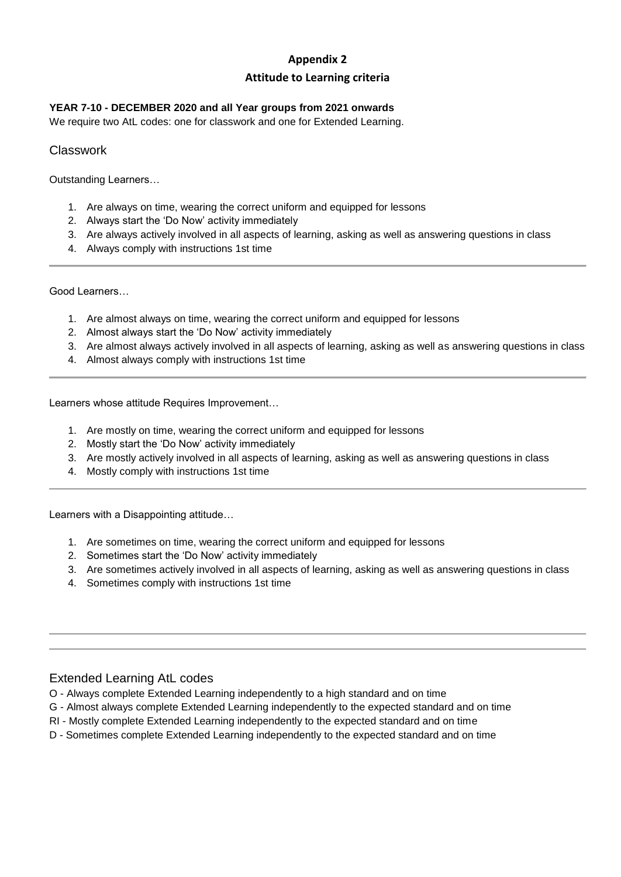# Appendix 2

## Attitude to Learning criteria

**YEAR 7-10 - DECEMBER 2020 and all Year groups from 2021 onwards**

We require two AtL codes: one for classwork and one for Extended Learning.

## Classwork

Outstanding Learners…

1. Are always on time, wearing the correct uniform and equipped for lessons
2. Always start the 'Do Now' activity immediately
3. Are always actively involved in all aspects of learning, asking as well as answering questions in class
4. Always comply with instructions 1st time

---

Good Learners…

1. Are almost always on time, wearing the correct uniform and equipped for lessons
2. Almost always start the 'Do Now' activity immediately
3. Are almost always actively involved in all aspects of learning, asking as well as answering questions in class
4. Almost always comply with instructions 1st time

---

Learners whose attitude Requires Improvement…

1. Are mostly on time, wearing the correct uniform and equipped for lessons
2. Mostly start the 'Do Now' activity immediately
3. Are mostly actively involved in all aspects of learning, asking as well as answering questions in class
4. Mostly comply with instructions 1st time

---

Learners with a Disappointing attitude…

1. Are sometimes on time, wearing the correct uniform and equipped for lessons
2. Sometimes start the 'Do Now' activity immediately
3. Are sometimes actively involved in all aspects of learning, asking as well as answering questions in class
4. Sometimes comply with instructions 1st time

---

## Extended Learning AtL codes

O - Always complete Extended Learning independently to a high standard and on time
G - Almost always complete Extended Learning independently to the expected standard and on time
RI - Mostly complete Extended Learning independently to the expected standard and on time
D - Sometimes complete Extended Learning independently to the expected standard and on time